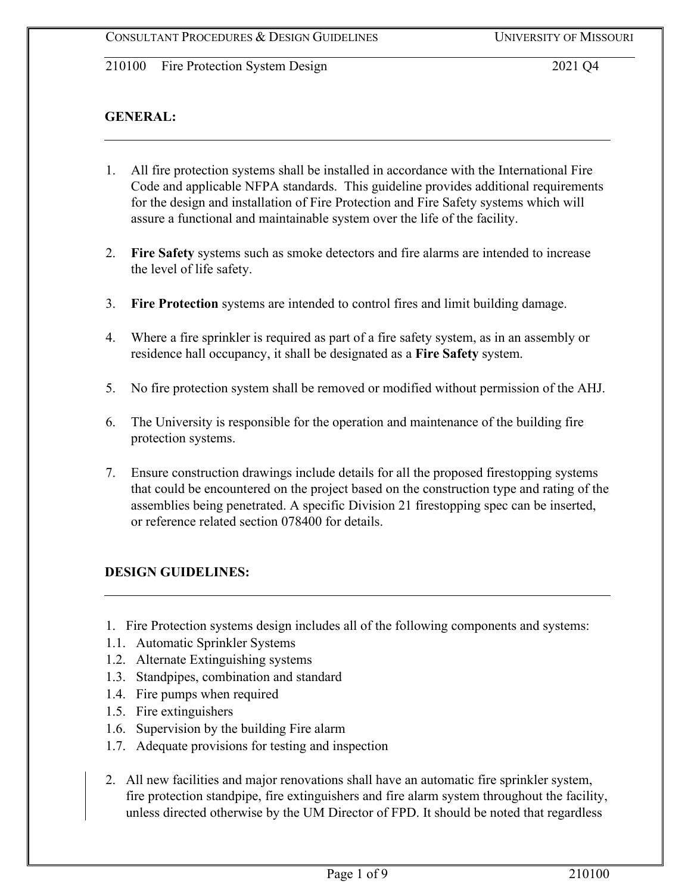## GENERAL:

1. All fire protection systems shall be installed in accordance with the International Fire Code and applicable NFPA standards. This guideline provides additional requirements for the design and installation of Fire Protection and Fire Safety systems which will assure a functional and maintainable system over the life of the facility.

2. **Fire Safety** systems such as smoke detectors and fire alarms are intended to increase the level of life safety.

3. **Fire Protection** systems are intended to control fires and limit building damage.

4. Where a fire sprinkler is required as part of a fire safety system, as in an assembly or residence hall occupancy, it shall be designated as a **Fire Safety** system.

5. No fire protection system shall be removed or modified without permission of the AHJ.

6. The University is responsible for the operation and maintenance of the building fire protection systems.

7. Ensure construction drawings include details for all the proposed firestopping systems that could be encountered on the project based on the construction type and rating of the assemblies being penetrated. A specific Division 21 firestopping spec can be inserted, or reference related section 078400 for details.

## DESIGN GUIDELINES:

1. Fire Protection systems design includes all of the following components and systems:
   - 1.1. Automatic Sprinkler Systems
   - 1.2. Alternate Extinguishing systems
   - 1.3. Standpipes, combination and standard
   - 1.4. Fire pumps when required
   - 1.5. Fire extinguishers
   - 1.6. Supervision by the building Fire alarm
   - 1.7. Adequate provisions for testing and inspection

2. All new facilities and major renovations shall have an automatic fire sprinkler system, fire protection standpipe, fire extinguishers and fire alarm system throughout the facility, unless directed otherwise by the UM Director of FPD. It should be noted that regardless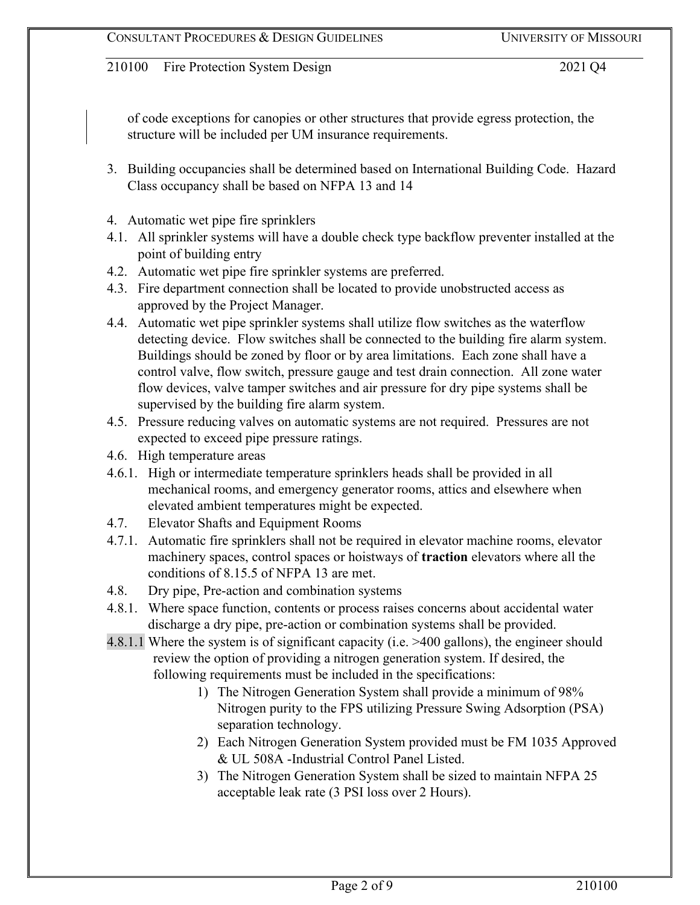of code exceptions for canopies or other structures that provide egress protection, the structure will be included per UM insurance requirements.

3. Building occupancies shall be determined based on International Building Code. Hazard Class occupancy shall be based on NFPA 13 and 14

4. Automatic wet pipe fire sprinklers

4.1. All sprinkler systems will have a double check type backflow preventer installed at the point of building entry

4.2. Automatic wet pipe fire sprinkler systems are preferred.

4.3. Fire department connection shall be located to provide unobstructed access as approved by the Project Manager.

4.4. Automatic wet pipe sprinkler systems shall utilize flow switches as the waterflow detecting device. Flow switches shall be connected to the building fire alarm system. Buildings should be zoned by floor or by area limitations. Each zone shall have a control valve, flow switch, pressure gauge and test drain connection. All zone water flow devices, valve tamper switches and air pressure for dry pipe systems shall be supervised by the building fire alarm system.

4.5. Pressure reducing valves on automatic systems are not required. Pressures are not expected to exceed pipe pressure ratings.

4.6. High temperature areas

4.6.1. High or intermediate temperature sprinklers heads shall be provided in all mechanical rooms, and emergency generator rooms, attics and elsewhere when elevated ambient temperatures might be expected.

4.7. Elevator Shafts and Equipment Rooms

4.7.1. Automatic fire sprinklers shall not be required in elevator machine rooms, elevator machinery spaces, control spaces or hoistways of **traction** elevators where all the conditions of 8.15.5 of NFPA 13 are met.

4.8. Dry pipe, Pre-action and combination systems

4.8.1. Where space function, contents or process raises concerns about accidental water discharge a dry pipe, pre-action or combination systems shall be provided.

4.8.1.1 Where the system is of significant capacity (i.e. >400 gallons), the engineer should review the option of providing a nitrogen generation system. If desired, the following requirements must be included in the specifications:

1) The Nitrogen Generation System shall provide a minimum of 98% Nitrogen purity to the FPS utilizing Pressure Swing Adsorption (PSA) separation technology.
2) Each Nitrogen Generation System provided must be FM 1035 Approved & UL 508A -Industrial Control Panel Listed.
3) The Nitrogen Generation System shall be sized to maintain NFPA 25 acceptable leak rate (3 PSI loss over 2 Hours).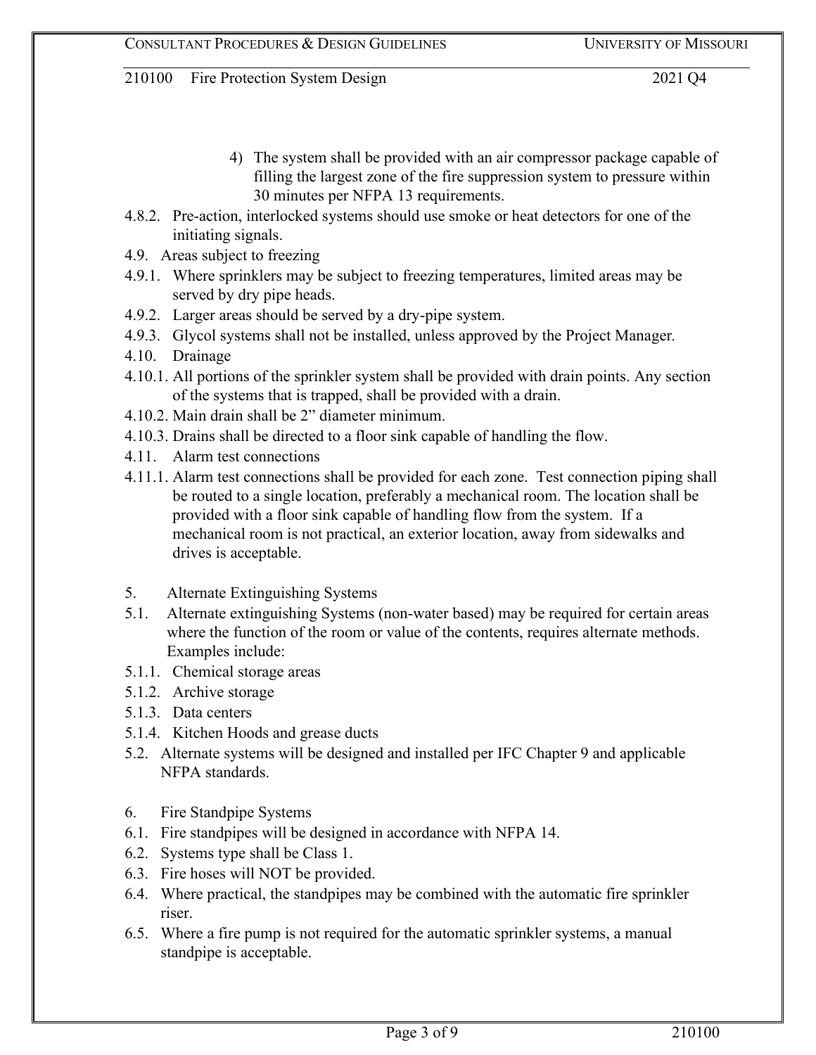4) The system shall be provided with an air compressor package capable of filling the largest zone of the fire suppression system to pressure within 30 minutes per NFPA 13 requirements.

4.8.2. Pre-action, interlocked systems should use smoke or heat detectors for one of the initiating signals.

4.9. Areas subject to freezing

4.9.1. Where sprinklers may be subject to freezing temperatures, limited areas may be served by dry pipe heads.

4.9.2. Larger areas should be served by a dry-pipe system.

4.9.3. Glycol systems shall not be installed, unless approved by the Project Manager.

4.10. Drainage

4.10.1. All portions of the sprinkler system shall be provided with drain points. Any section of the systems that is trapped, shall be provided with a drain.

4.10.2. Main drain shall be 2" diameter minimum.

4.10.3. Drains shall be directed to a floor sink capable of handling the flow.

4.11. Alarm test connections

4.11.1. Alarm test connections shall be provided for each zone. Test connection piping shall be routed to a single location, preferably a mechanical room. The location shall be provided with a floor sink capable of handling flow from the system. If a mechanical room is not practical, an exterior location, away from sidewalks and drives is acceptable.

5. Alternate Extinguishing Systems

5.1. Alternate extinguishing Systems (non-water based) may be required for certain areas where the function of the room or value of the contents, requires alternate methods. Examples include:

5.1.1. Chemical storage areas

5.1.2. Archive storage

5.1.3. Data centers

5.1.4. Kitchen Hoods and grease ducts

5.2. Alternate systems will be designed and installed per IFC Chapter 9 and applicable NFPA standards.

6. Fire Standpipe Systems

6.1. Fire standpipes will be designed in accordance with NFPA 14.

6.2. Systems type shall be Class 1.

6.3. Fire hoses will NOT be provided.

6.4. Where practical, the standpipes may be combined with the automatic fire sprinkler riser.

6.5. Where a fire pump is not required for the automatic sprinkler systems, a manual standpipe is acceptable.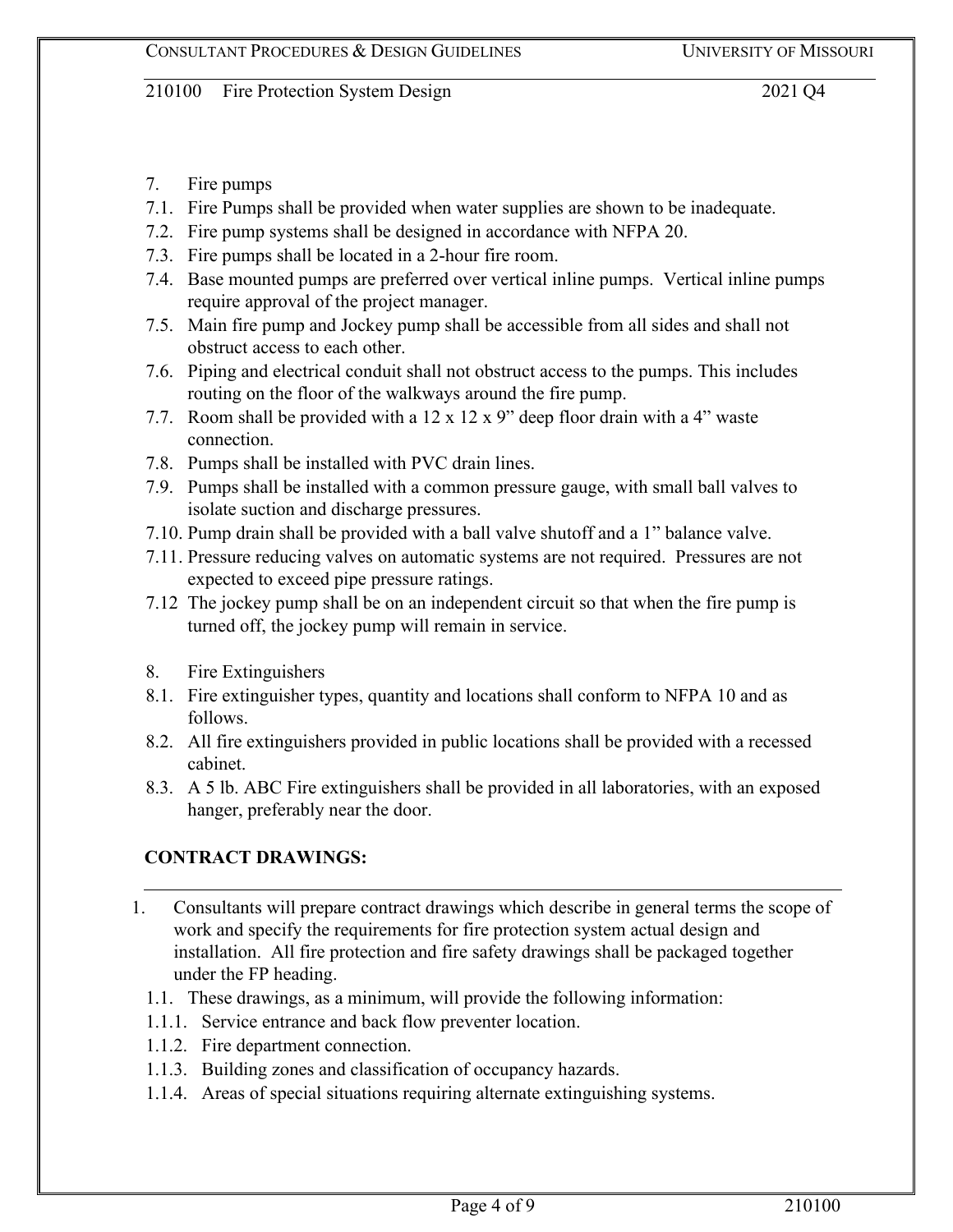7. Fire pumps
7.1. Fire Pumps shall be provided when water supplies are shown to be inadequate.
7.2. Fire pump systems shall be designed in accordance with NFPA 20.
7.3. Fire pumps shall be located in a 2-hour fire room.
7.4. Base mounted pumps are preferred over vertical inline pumps. Vertical inline pumps require approval of the project manager.
7.5. Main fire pump and Jockey pump shall be accessible from all sides and shall not obstruct access to each other.
7.6. Piping and electrical conduit shall not obstruct access to the pumps. This includes routing on the floor of the walkways around the fire pump.
7.7. Room shall be provided with a 12 x 12 x 9" deep floor drain with a 4" waste connection.
7.8. Pumps shall be installed with PVC drain lines.
7.9. Pumps shall be installed with a common pressure gauge, with small ball valves to isolate suction and discharge pressures.
7.10. Pump drain shall be provided with a ball valve shutoff and a 1" balance valve.
7.11. Pressure reducing valves on automatic systems are not required. Pressures are not expected to exceed pipe pressure ratings.
7.12 The jockey pump shall be on an independent circuit so that when the fire pump is turned off, the jockey pump will remain in service.

8. Fire Extinguishers
8.1. Fire extinguisher types, quantity and locations shall conform to NFPA 10 and as follows.
8.2. All fire extinguishers provided in public locations shall be provided with a recessed cabinet.
8.3. A 5 lb. ABC Fire extinguishers shall be provided in all laboratories, with an exposed hanger, preferably near the door.

## CONTRACT DRAWINGS:

1. Consultants will prepare contract drawings which describe in general terms the scope of work and specify the requirements for fire protection system actual design and installation. All fire protection and fire safety drawings shall be packaged together under the FP heading.
1.1. These drawings, as a minimum, will provide the following information:
1.1.1. Service entrance and back flow preventer location.
1.1.2. Fire department connection.
1.1.3. Building zones and classification of occupancy hazards.
1.1.4. Areas of special situations requiring alternate extinguishing systems.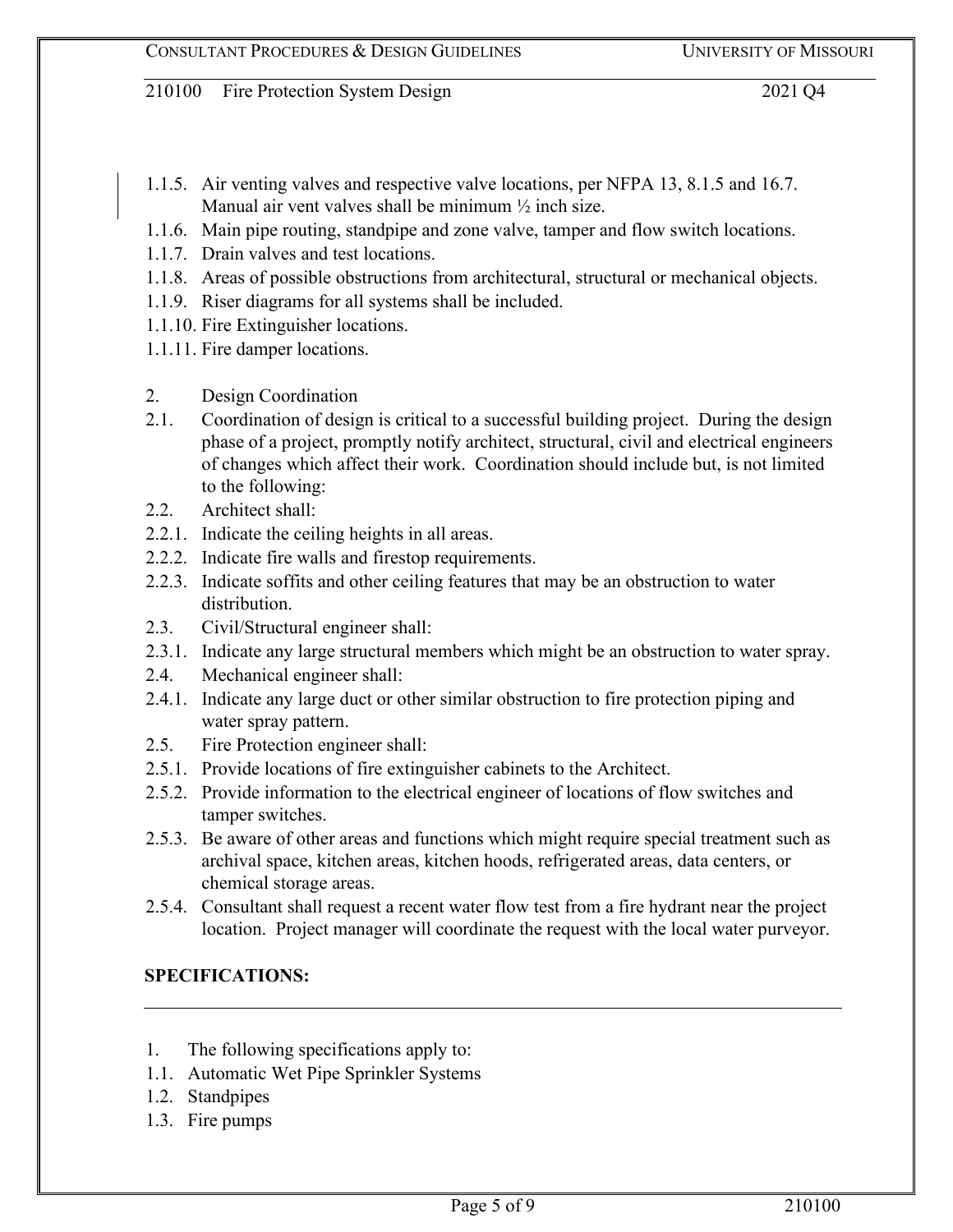1.1.5. Air venting valves and respective valve locations, per NFPA 13, 8.1.5 and 16.7. Manual air vent valves shall be minimum ½ inch size.

1.1.6. Main pipe routing, standpipe and zone valve, tamper and flow switch locations.

1.1.7. Drain valves and test locations.

1.1.8. Areas of possible obstructions from architectural, structural or mechanical objects.

1.1.9. Riser diagrams for all systems shall be included.

1.1.10. Fire Extinguisher locations.

1.1.11. Fire damper locations.

2. Design Coordination

2.1. Coordination of design is critical to a successful building project. During the design phase of a project, promptly notify architect, structural, civil and electrical engineers of changes which affect their work. Coordination should include but, is not limited to the following:

2.2. Architect shall:

2.2.1. Indicate the ceiling heights in all areas.

2.2.2. Indicate fire walls and firestop requirements.

2.2.3. Indicate soffits and other ceiling features that may be an obstruction to water distribution.

2.3. Civil/Structural engineer shall:

2.3.1. Indicate any large structural members which might be an obstruction to water spray.

2.4. Mechanical engineer shall:

2.4.1. Indicate any large duct or other similar obstruction to fire protection piping and water spray pattern.

2.5. Fire Protection engineer shall:

2.5.1. Provide locations of fire extinguisher cabinets to the Architect.

2.5.2. Provide information to the electrical engineer of locations of flow switches and tamper switches.

2.5.3. Be aware of other areas and functions which might require special treatment such as archival space, kitchen areas, kitchen hoods, refrigerated areas, data centers, or chemical storage areas.

2.5.4. Consultant shall request a recent water flow test from a fire hydrant near the project location. Project manager will coordinate the request with the local water purveyor.

## SPECIFICATIONS:

1. The following specifications apply to:

1.1. Automatic Wet Pipe Sprinkler Systems

1.2. Standpipes

1.3. Fire pumps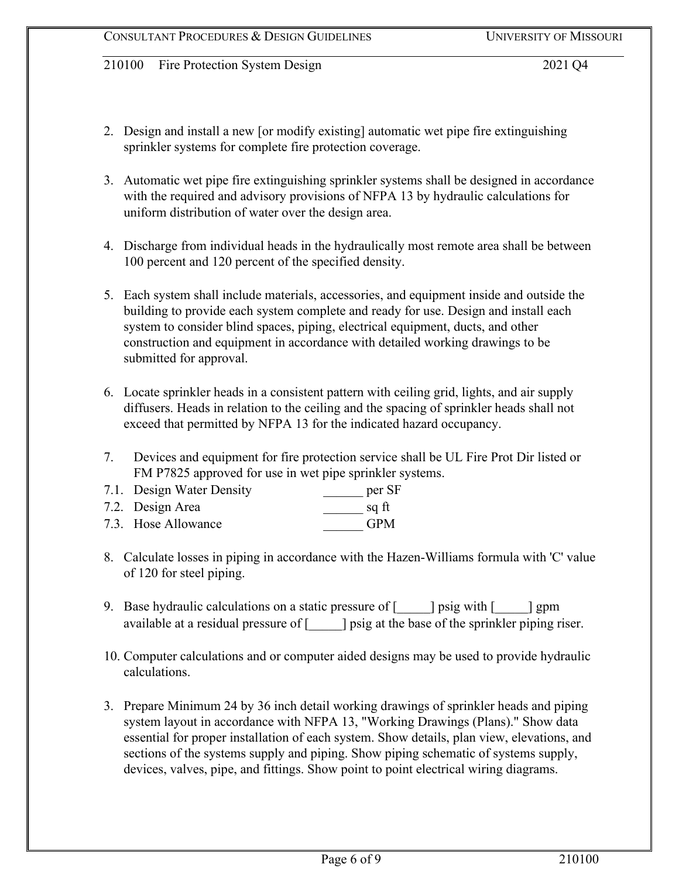2. Design and install a new [or modify existing] automatic wet pipe fire extinguishing sprinkler systems for complete fire protection coverage.

3. Automatic wet pipe fire extinguishing sprinkler systems shall be designed in accordance with the required and advisory provisions of NFPA 13 by hydraulic calculations for uniform distribution of water over the design area.

4. Discharge from individual heads in the hydraulically most remote area shall be between 100 percent and 120 percent of the specified density.

5. Each system shall include materials, accessories, and equipment inside and outside the building to provide each system complete and ready for use. Design and install each system to consider blind spaces, piping, electrical equipment, ducts, and other construction and equipment in accordance with detailed working drawings to be submitted for approval.

6. Locate sprinkler heads in a consistent pattern with ceiling grid, lights, and air supply diffusers. Heads in relation to the ceiling and the spacing of sprinkler heads shall not exceed that permitted by NFPA 13 for the indicated hazard occupancy.

7. Devices and equipment for fire protection service shall be UL Fire Prot Dir listed or FM P7825 approved for use in wet pipe sprinkler systems.
   - 7.1. Design Water Density ______ per SF
   - 7.2. Design Area ______ sq ft
   - 7.3. Hose Allowance ______ GPM

8. Calculate losses in piping in accordance with the Hazen-Williams formula with 'C' value of 120 for steel piping.

9. Base hydraulic calculations on a static pressure of [_____] psig with [_____] gpm available at a residual pressure of [_____] psig at the base of the sprinkler piping riser.

10. Computer calculations and or computer aided designs may be used to provide hydraulic calculations.

3. Prepare Minimum 24 by 36 inch detail working drawings of sprinkler heads and piping system layout in accordance with NFPA 13, "Working Drawings (Plans)." Show data essential for proper installation of each system. Show details, plan view, elevations, and sections of the systems supply and piping. Show piping schematic of systems supply, devices, valves, pipe, and fittings. Show point to point electrical wiring diagrams.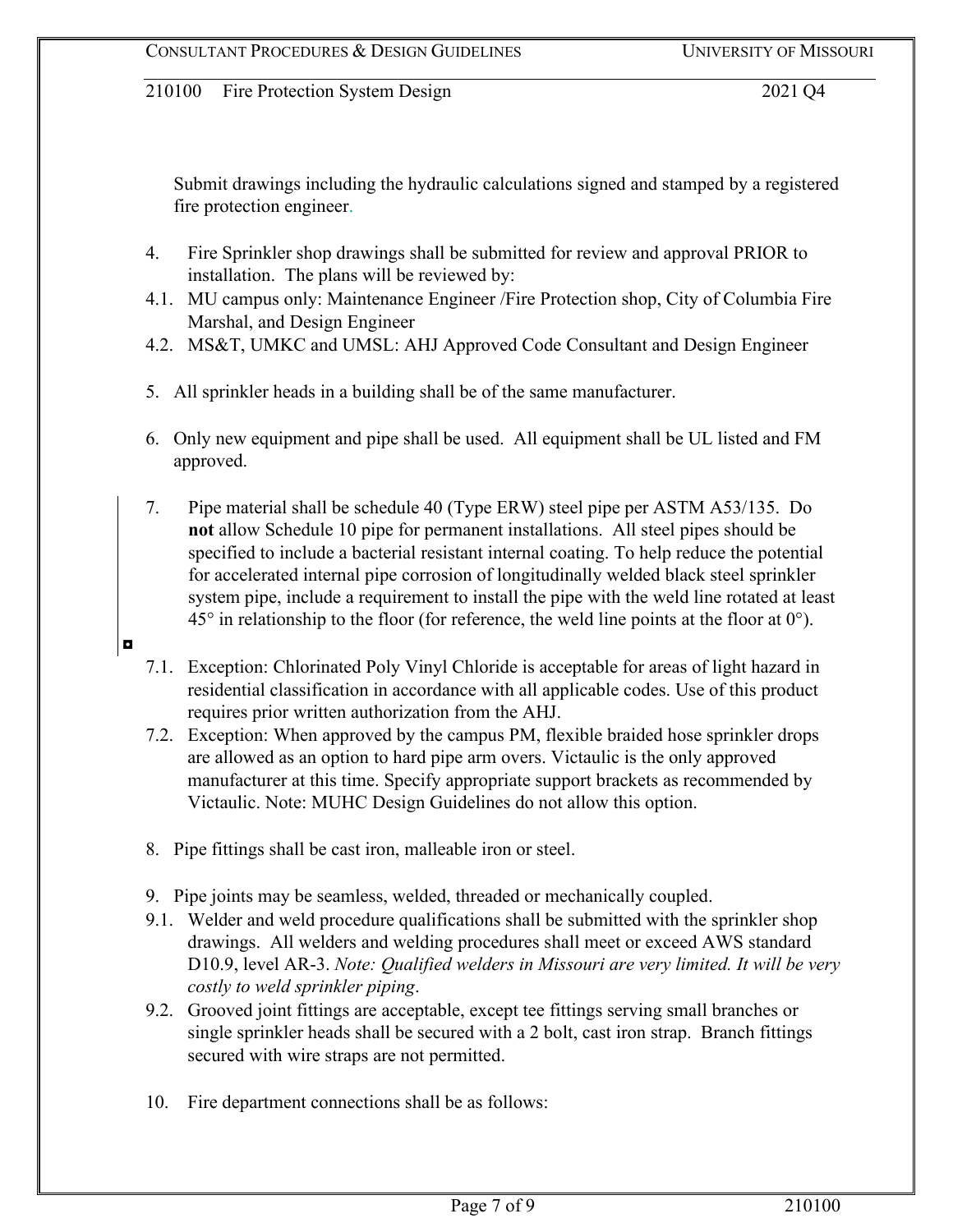Submit drawings including the hydraulic calculations signed and stamped by a registered fire protection engineer.

4. Fire Sprinkler shop drawings shall be submitted for review and approval PRIOR to installation. The plans will be reviewed by:

4.1. MU campus only: Maintenance Engineer /Fire Protection shop, City of Columbia Fire Marshal, and Design Engineer

4.2. MS&T, UMKC and UMSL: AHJ Approved Code Consultant and Design Engineer

5. All sprinkler heads in a building shall be of the same manufacturer.

6. Only new equipment and pipe shall be used. All equipment shall be UL listed and FM approved.

7. Pipe material shall be schedule 40 (Type ERW) steel pipe per ASTM A53/135. Do **not** allow Schedule 10 pipe for permanent installations. All steel pipes should be specified to include a bacterial resistant internal coating. To help reduce the potential for accelerated internal pipe corrosion of longitudinally welded black steel sprinkler system pipe, include a requirement to install the pipe with the weld line rotated at least 45° in relationship to the floor (for reference, the weld line points at the floor at 0°).

7.1. Exception: Chlorinated Poly Vinyl Chloride is acceptable for areas of light hazard in residential classification in accordance with all applicable codes. Use of this product requires prior written authorization from the AHJ.

7.2. Exception: When approved by the campus PM, flexible braided hose sprinkler drops are allowed as an option to hard pipe arm overs. Victaulic is the only approved manufacturer at this time. Specify appropriate support brackets as recommended by Victaulic. Note: MUHC Design Guidelines do not allow this option.

8. Pipe fittings shall be cast iron, malleable iron or steel.

9. Pipe joints may be seamless, welded, threaded or mechanically coupled.

9.1. Welder and weld procedure qualifications shall be submitted with the sprinkler shop drawings. All welders and welding procedures shall meet or exceed AWS standard D10.9, level AR-3. *Note: Qualified welders in Missouri are very limited. It will be very costly to weld sprinkler piping*.

9.2. Grooved joint fittings are acceptable, except tee fittings serving small branches or single sprinkler heads shall be secured with a 2 bolt, cast iron strap. Branch fittings secured with wire straps are not permitted.

10. Fire department connections shall be as follows: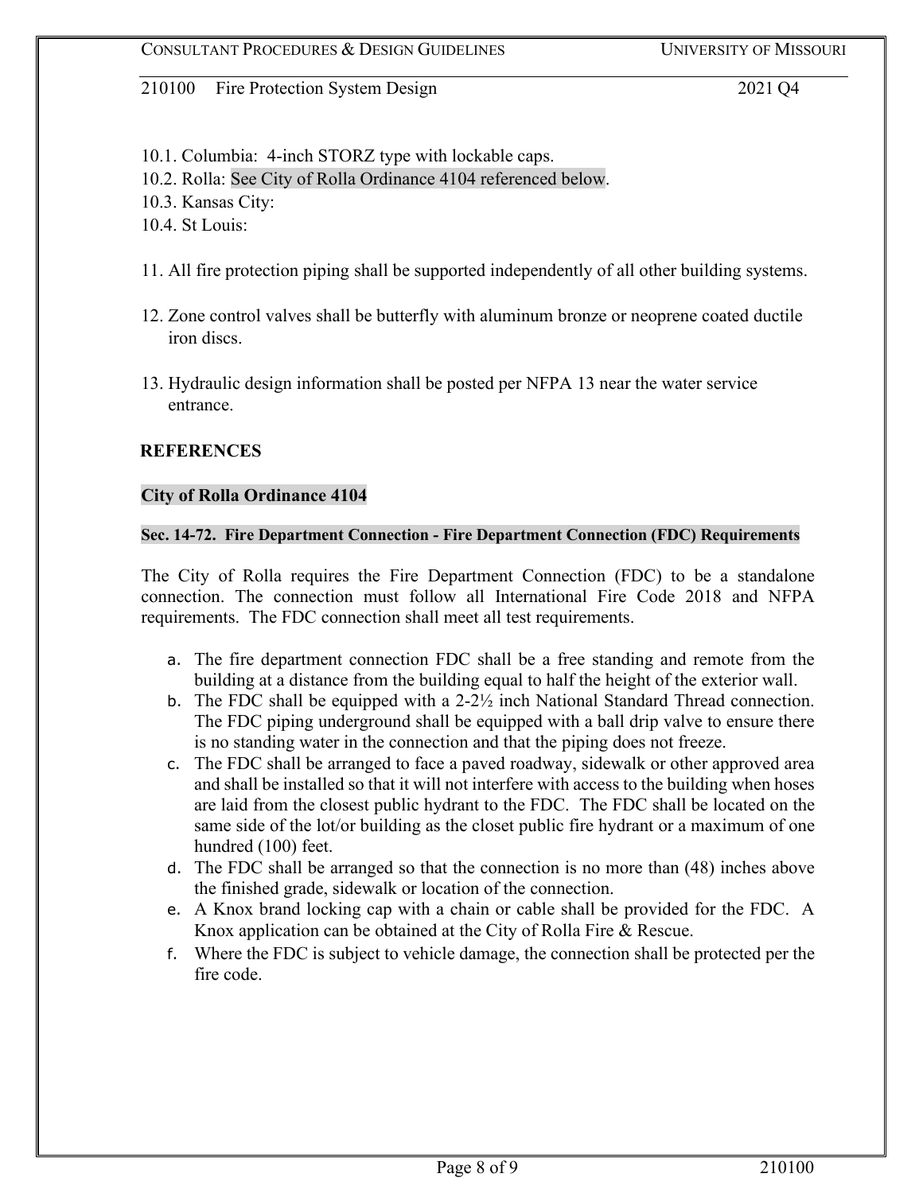10.1. Columbia: 4-inch STORZ type with lockable caps.

10.2. Rolla: See City of Rolla Ordinance 4104 referenced below.

10.3. Kansas City:

10.4. St Louis:

11. All fire protection piping shall be supported independently of all other building systems.

12. Zone control valves shall be butterfly with aluminum bronze or neoprene coated ductile iron discs.

13. Hydraulic design information shall be posted per NFPA 13 near the water service entrance.

## REFERENCES

### City of Rolla Ordinance 4104

#### Sec. 14-72. Fire Department Connection - Fire Department Connection (FDC) Requirements

The City of Rolla requires the Fire Department Connection (FDC) to be a standalone connection. The connection must follow all International Fire Code 2018 and NFPA requirements. The FDC connection shall meet all test requirements.

a. The fire department connection FDC shall be a free standing and remote from the building at a distance from the building equal to half the height of the exterior wall.
b. The FDC shall be equipped with a 2-2½ inch National Standard Thread connection. The FDC piping underground shall be equipped with a ball drip valve to ensure there is no standing water in the connection and that the piping does not freeze.
c. The FDC shall be arranged to face a paved roadway, sidewalk or other approved area and shall be installed so that it will not interfere with access to the building when hoses are laid from the closest public hydrant to the FDC. The FDC shall be located on the same side of the lot/or building as the closet public fire hydrant or a maximum of one hundred (100) feet.
d. The FDC shall be arranged so that the connection is no more than (48) inches above the finished grade, sidewalk or location of the connection.
e. A Knox brand locking cap with a chain or cable shall be provided for the FDC. A Knox application can be obtained at the City of Rolla Fire & Rescue.
f. Where the FDC is subject to vehicle damage, the connection shall be protected per the fire code.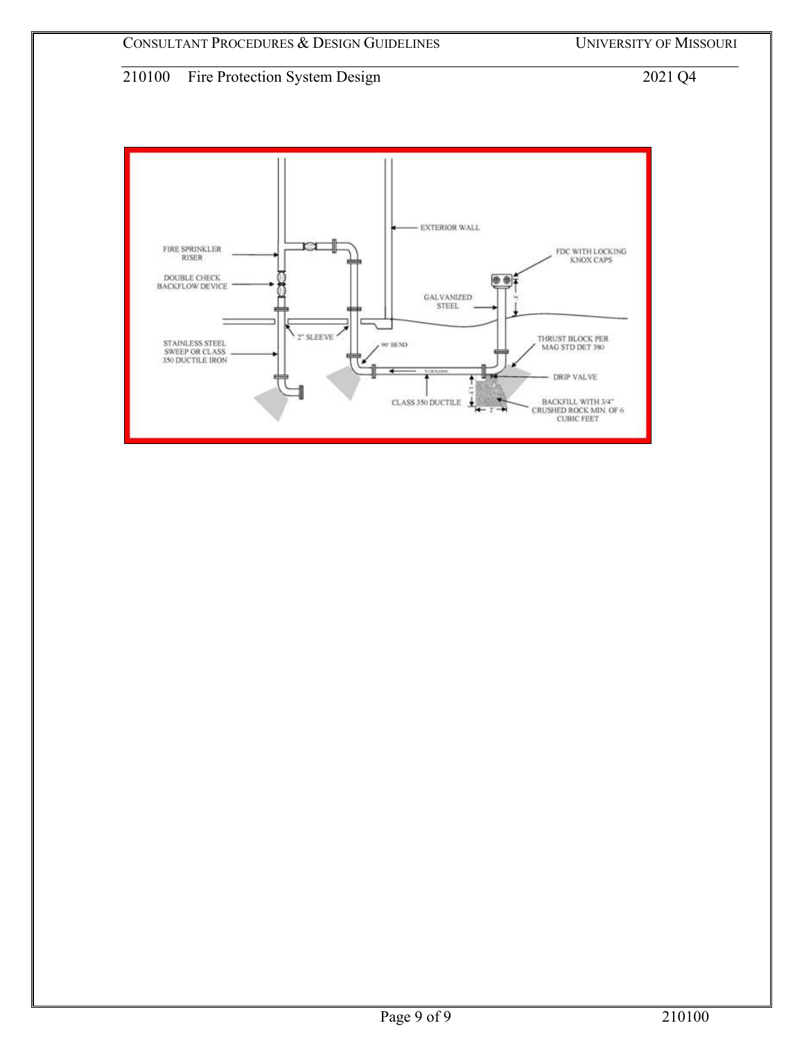FIRE SPRINKLER RISER

DOUBLE CHECK BACKFLOW DEVICE

STAINLESS STEEL SWEEP OR CLASS 350 DUCTILE IRON

2" SLEEVE

EXTERIOR WALL

90° BEND

GALVANIZED STEEL

FDC WITH LOCKING KNOX CAPS

3'

THRUST BLOCK PER MAG STD DET 380

DRIP VALVE

TO BUILDING

CLASS 350 DUCTILE

1.5'

2'

BACKFILL WITH 3/4" CRUSHED ROCK MIN. OF 6 CUBIC FEET